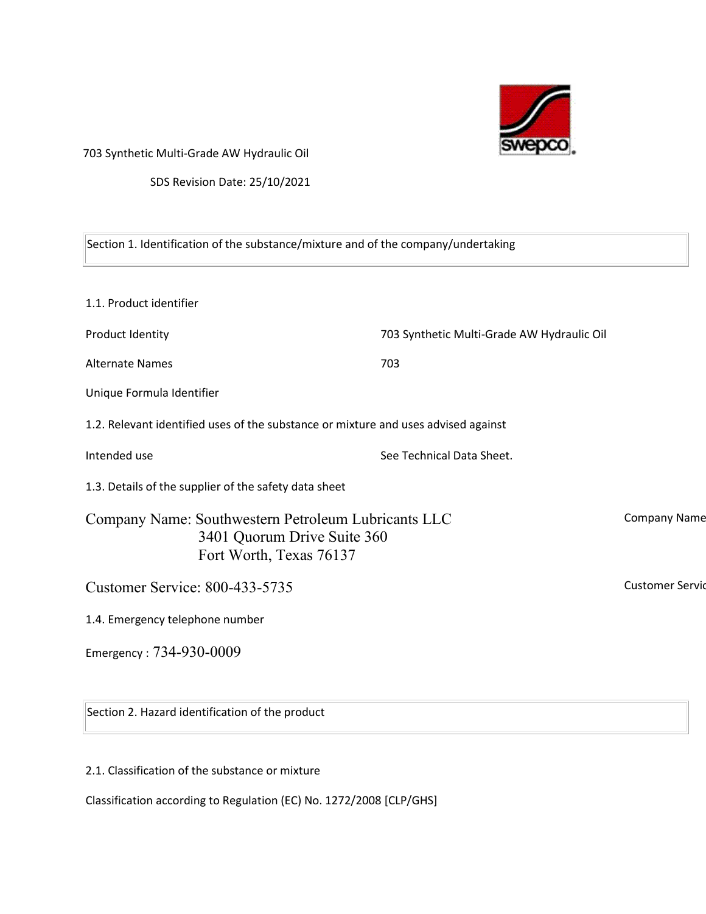703 Synthetic Multi-Grade AW Hydraulic Oil

SDS Revision Date: 25/10/2021

## Section 1. Identification of the substance/mixture and of the company/undertaking

### 1.1. Product identifier

| | |
|---|---|
| Product Identity | 703 Synthetic Multi-Grade AW Hydraulic Oil |
| Alternate Names | 703 |
| Unique Formula Identifier | |

### 1.2. Relevant identified uses of the substance or mixture and uses advised against

| | |
|---|---|
| Intended use | See Technical Data Sheet. |

### 1.3. Details of the supplier of the safety data sheet

Company Name: Southwestern Petroleum Lubricants LLC
3401 Quorum Drive Suite 360
Fort Worth, Texas 76137

Company Name

Customer Service: 800-433-5735

Customer Servic

### 1.4. Emergency telephone number

Emergency : 734-930-0009

## Section 2. Hazard identification of the product

### 2.1. Classification of the substance or mixture

Classification according to Regulation (EC) No. 1272/2008 [CLP/GHS]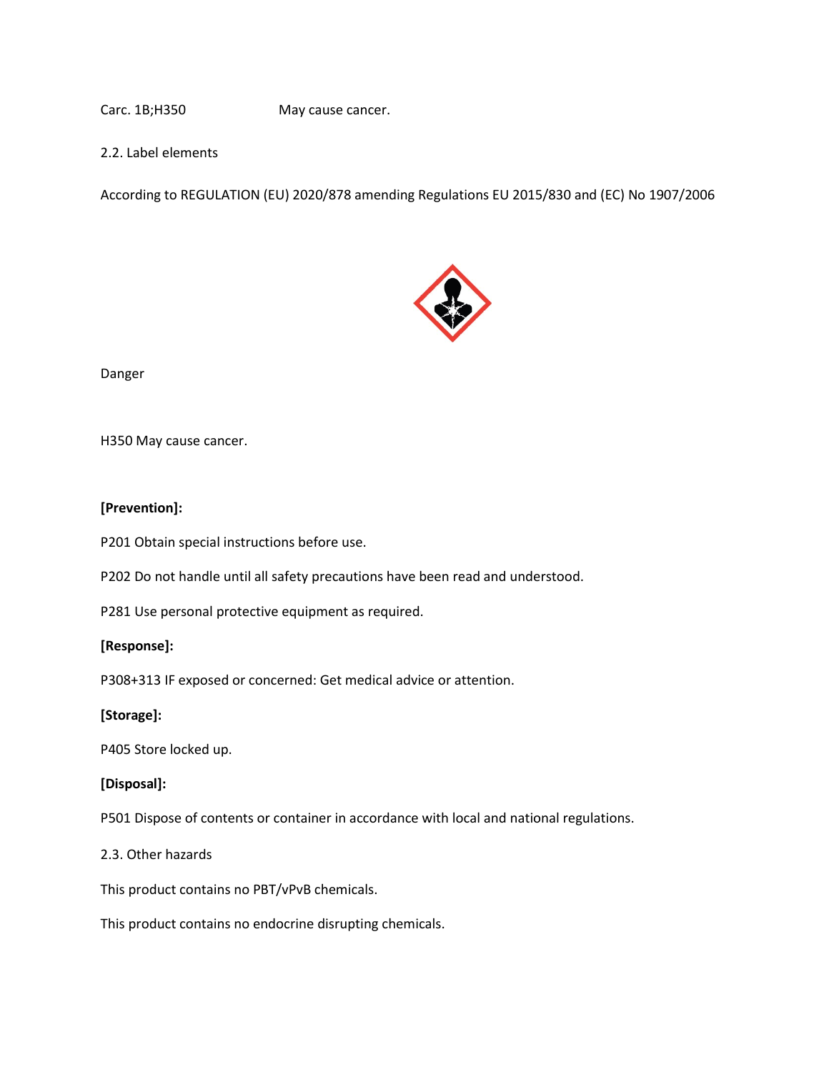Carc. 1B;H350 May cause cancer.

2.2. Label elements

According to REGULATION (EU) 2020/878 amending Regulations EU 2015/830 and (EC) No 1907/2006

Danger

H350 May cause cancer.

**[Prevention]:**

P201 Obtain special instructions before use.

P202 Do not handle until all safety precautions have been read and understood.

P281 Use personal protective equipment as required.

**[Response]:**

P308+313 IF exposed or concerned: Get medical advice or attention.

**[Storage]:**

P405 Store locked up.

**[Disposal]:**

P501 Dispose of contents or container in accordance with local and national regulations.

2.3. Other hazards

This product contains no PBT/vPvB chemicals.

This product contains no endocrine disrupting chemicals.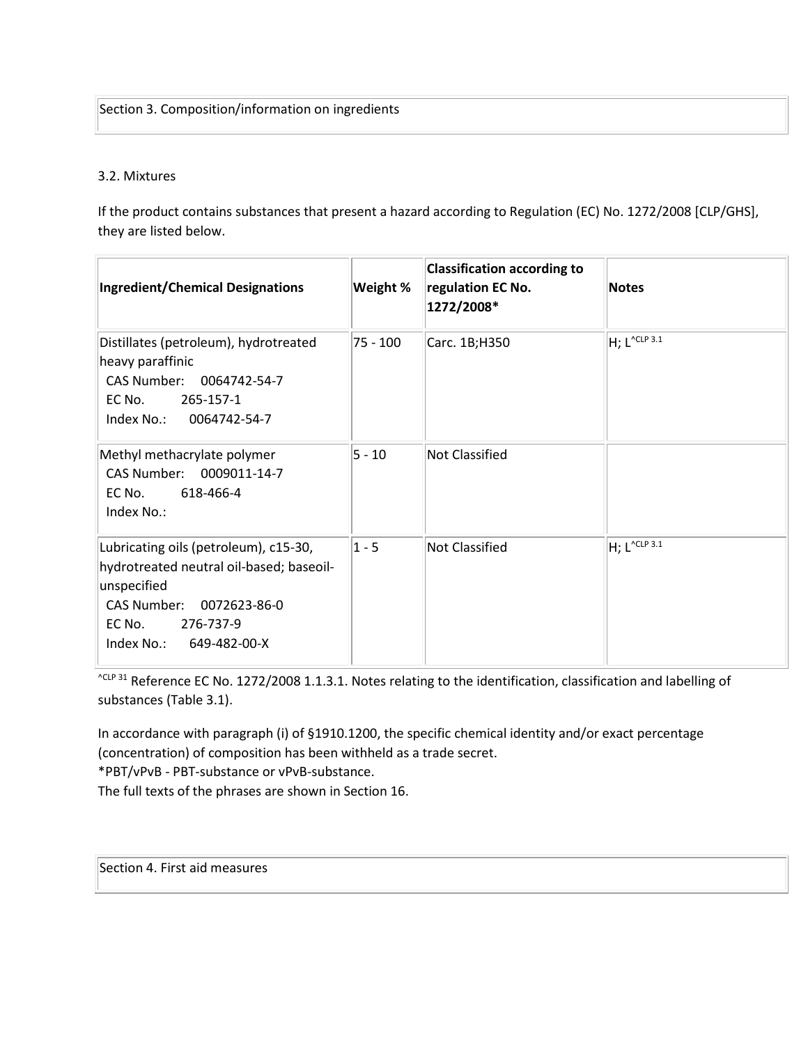## Section 3. Composition/information on ingredients

### 3.2. Mixtures

If the product contains substances that present a hazard according to Regulation (EC) No. 1272/2008 [CLP/GHS], they are listed below.

| **Ingredient/Chemical Designations** | **Weight %** | **Classification according to regulation EC No. 1272/2008*** | **Notes** |
|---|---|---|---|
| Distillates (petroleum), hydrotreated heavy paraffinic<br>CAS Number: 0064742-54-7<br>EC No. 265-157-1<br>Index No.: 0064742-54-7 | 75 - 100 | Carc. 1B;H350 | H; L[^CLP 3.1] |
| Methyl methacrylate polymer<br>CAS Number: 0009011-14-7<br>EC No. 618-466-4<br>Index No.: | 5 - 10 | Not Classified | |
| Lubricating oils (petroleum), c15-30, hydrotreated neutral oil-based; baseoil-unspecified<br>CAS Number: 0072623-86-0<br>EC No. 276-737-9<br>Index No.: 649-482-00-X | 1 - 5 | Not Classified | H; L[^CLP 3.1] |

[^CLP 31] Reference EC No. 1272/2008 1.1.3.1. Notes relating to the identification, classification and labelling of substances (Table 3.1).

In accordance with paragraph (i) of §1910.1200, the specific chemical identity and/or exact percentage (concentration) of composition has been withheld as a trade secret.
*PBT/vPvB - PBT-substance or vPvB-substance.
The full texts of the phrases are shown in Section 16.

## Section 4. First aid measures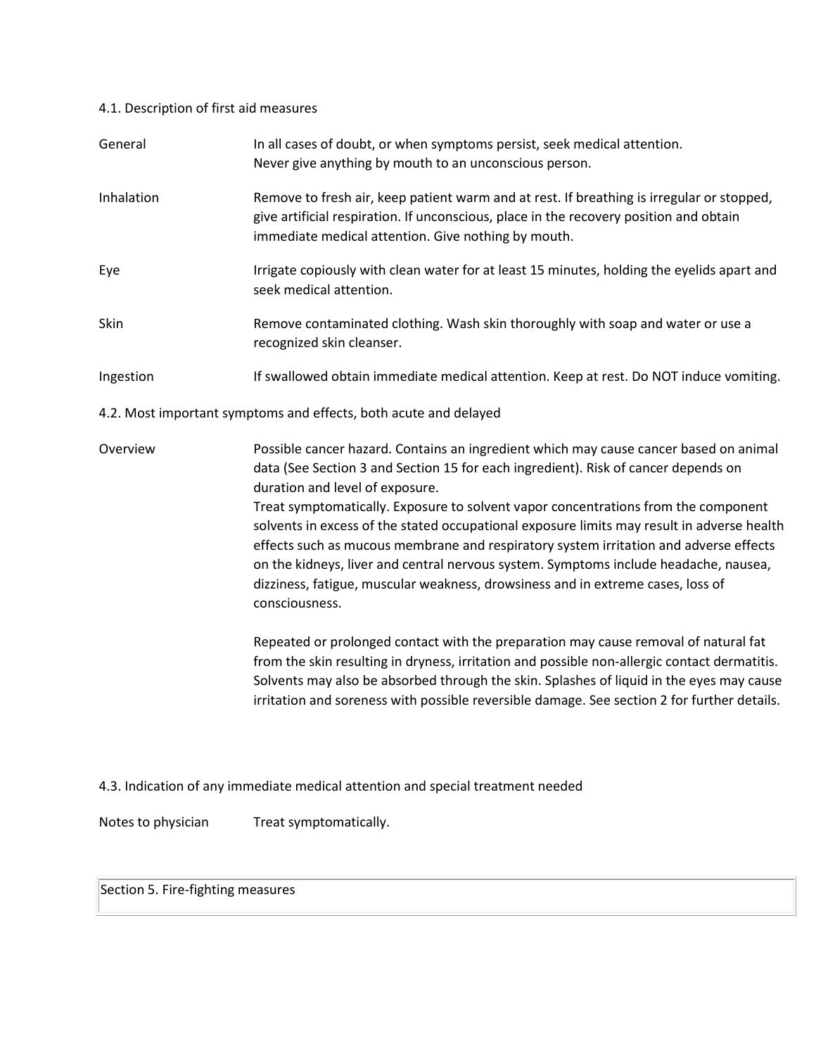### 4.1. Description of first aid measures

| | |
|---|---|
| General | In all cases of doubt, or when symptoms persist, seek medical attention.<br>Never give anything by mouth to an unconscious person. |
| Inhalation | Remove to fresh air, keep patient warm and at rest. If breathing is irregular or stopped, give artificial respiration. If unconscious, place in the recovery position and obtain immediate medical attention. Give nothing by mouth. |
| Eye | Irrigate copiously with clean water for at least 15 minutes, holding the eyelids apart and seek medical attention. |
| Skin | Remove contaminated clothing. Wash skin thoroughly with soap and water or use a recognized skin cleanser. |
| Ingestion | If swallowed obtain immediate medical attention. Keep at rest. Do NOT induce vomiting. |

### 4.2. Most important symptoms and effects, both acute and delayed

| | |
|---|---|
| Overview | Possible cancer hazard. Contains an ingredient which may cause cancer based on animal data (See Section 3 and Section 15 for each ingredient). Risk of cancer depends on duration and level of exposure.<br>Treat symptomatically. Exposure to solvent vapor concentrations from the component solvents in excess of the stated occupational exposure limits may result in adverse health effects such as mucous membrane and respiratory system irritation and adverse effects on the kidneys, liver and central nervous system. Symptoms include headache, nausea, dizziness, fatigue, muscular weakness, drowsiness and in extreme cases, loss of consciousness.<br><br>Repeated or prolonged contact with the preparation may cause removal of natural fat from the skin resulting in dryness, irritation and possible non-allergic contact dermatitis. Solvents may also be absorbed through the skin. Splashes of liquid in the eyes may cause irritation and soreness with possible reversible damage. See section 2 for further details. |

### 4.3. Indication of any immediate medical attention and special treatment needed

| | |
|---|---|
| Notes to physician | Treat symptomatically. |

## Section 5. Fire-fighting measures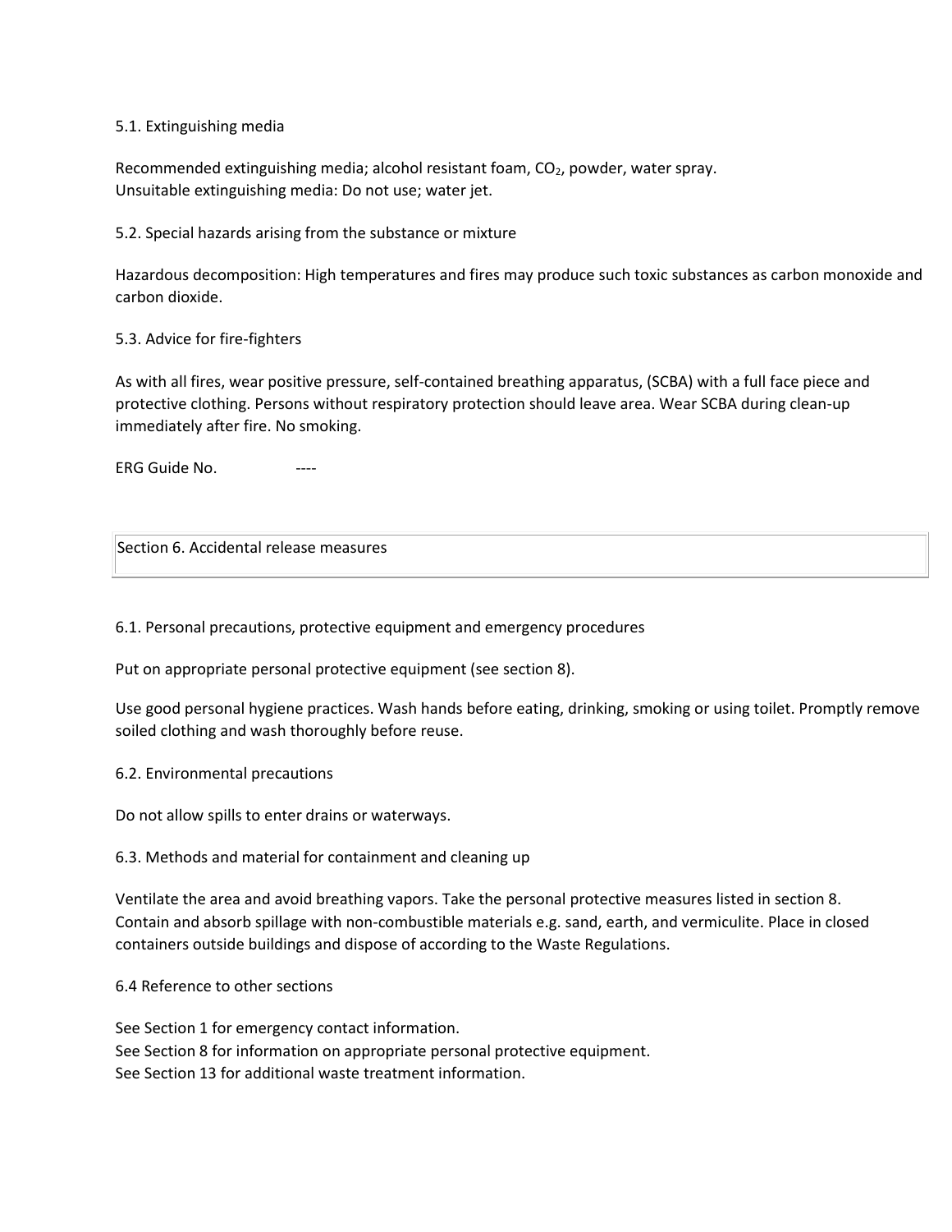5.1. Extinguishing media

Recommended extinguishing media; alcohol resistant foam, $CO_2$, powder, water spray.
Unsuitable extinguishing media: Do not use; water jet.

5.2. Special hazards arising from the substance or mixture

Hazardous decomposition: High temperatures and fires may produce such toxic substances as carbon monoxide and carbon dioxide.

5.3. Advice for fire-fighters

As with all fires, wear positive pressure, self-contained breathing apparatus, (SCBA) with a full face piece and protective clothing. Persons without respiratory protection should leave area. Wear SCBA during clean-up immediately after fire. No smoking.

ERG Guide No. ----

## Section 6. Accidental release measures

6.1. Personal precautions, protective equipment and emergency procedures

Put on appropriate personal protective equipment (see section 8).

Use good personal hygiene practices. Wash hands before eating, drinking, smoking or using toilet. Promptly remove soiled clothing and wash thoroughly before reuse.

6.2. Environmental precautions

Do not allow spills to enter drains or waterways.

6.3. Methods and material for containment and cleaning up

Ventilate the area and avoid breathing vapors. Take the personal protective measures listed in section 8.
Contain and absorb spillage with non-combustible materials e.g. sand, earth, and vermiculite. Place in closed containers outside buildings and dispose of according to the Waste Regulations.

6.4 Reference to other sections

See Section 1 for emergency contact information.
See Section 8 for information on appropriate personal protective equipment.
See Section 13 for additional waste treatment information.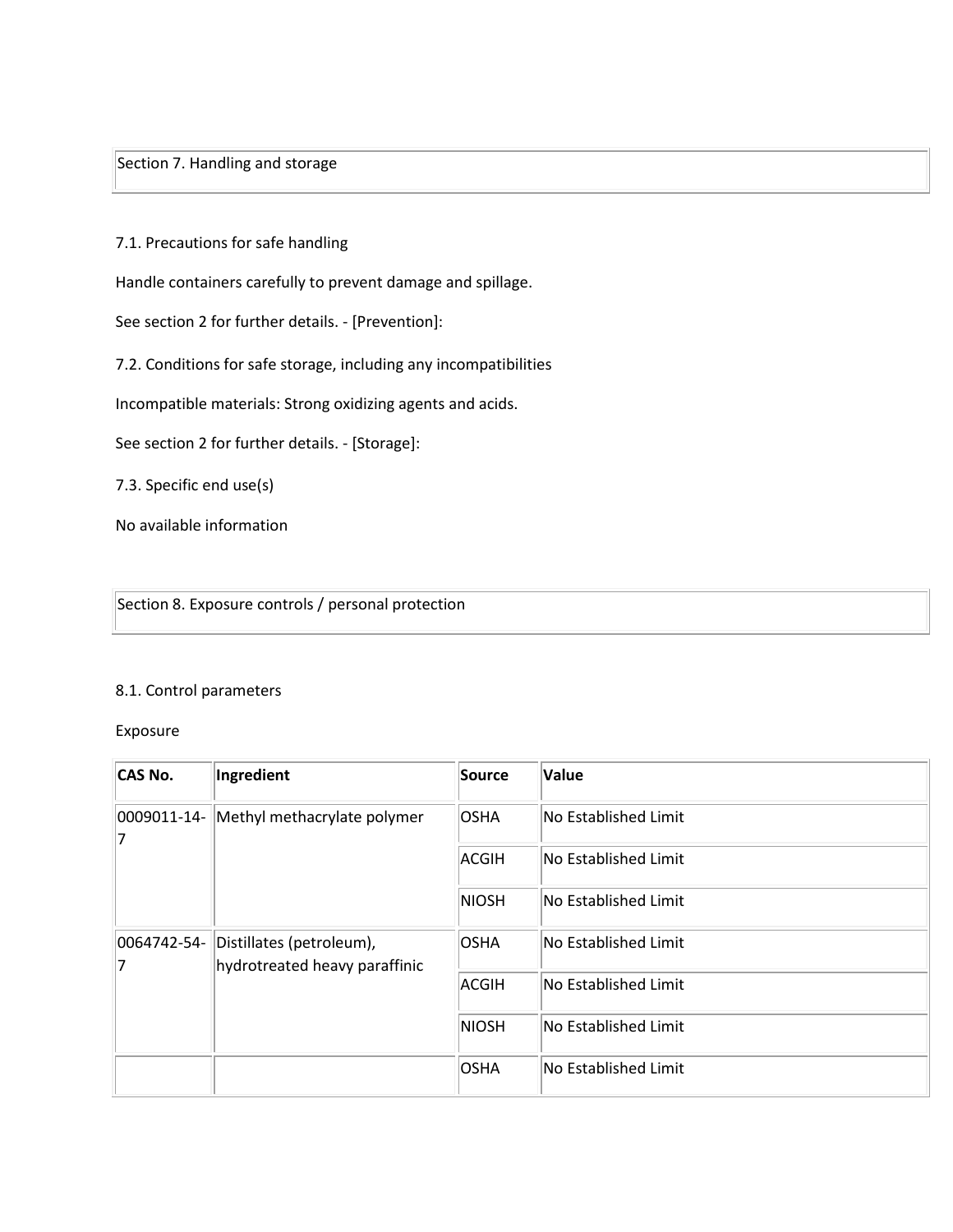## Section 7. Handling and storage

7.1. Precautions for safe handling

Handle containers carefully to prevent damage and spillage.

See section 2 for further details. - [Prevention]:

7.2. Conditions for safe storage, including any incompatibilities

Incompatible materials: Strong oxidizing agents and acids.

See section 2 for further details. - [Storage]:

7.3. Specific end use(s)

No available information

## Section 8. Exposure controls / personal protection

8.1. Control parameters

Exposure

| CAS No. | Ingredient | Source | Value |
|---|---|---|---|
| 0009011-14-7 | Methyl methacrylate polymer | OSHA | No Established Limit |
| | | ACGIH | No Established Limit |
| | | NIOSH | No Established Limit |
| 0064742-54-7 | Distillates (petroleum), hydrotreated heavy paraffinic | OSHA | No Established Limit |
| | | ACGIH | No Established Limit |
| | | NIOSH | No Established Limit |
| | | OSHA | No Established Limit |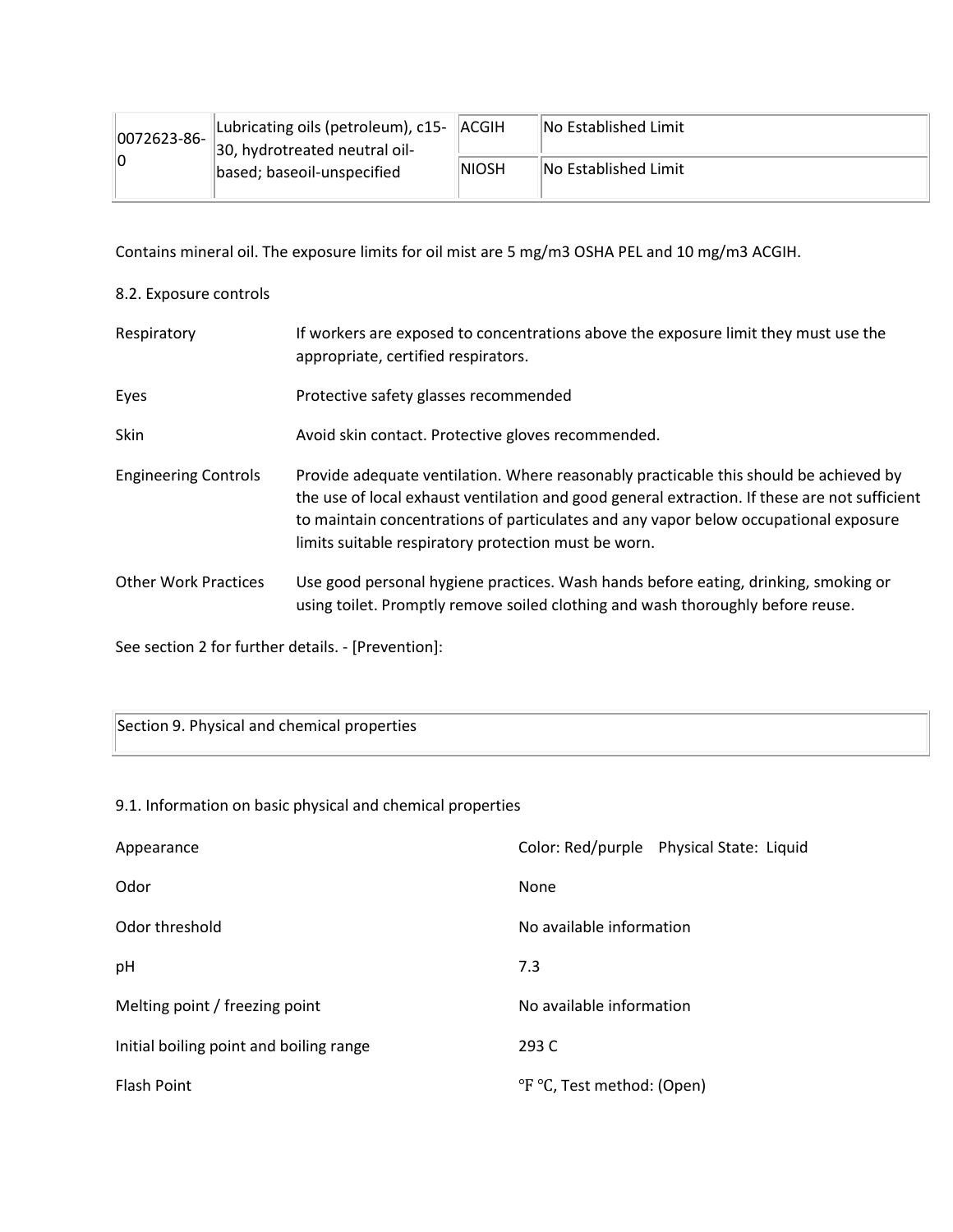| 0072623-86-0 | Lubricating oils (petroleum), c15-30, hydrotreated neutral oil-based; baseoil-unspecified | ACGIH | No Established Limit |
|---|---|---|---|
| | | NIOSH | No Established Limit |

Contains mineral oil. The exposure limits for oil mist are 5 mg/m3 OSHA PEL and 10 mg/m3 ACGIH.

8.2. Exposure controls

| | |
|---|---|
| Respiratory | If workers are exposed to concentrations above the exposure limit they must use the appropriate, certified respirators. |
| Eyes | Protective safety glasses recommended |
| Skin | Avoid skin contact. Protective gloves recommended. |
| Engineering Controls | Provide adequate ventilation. Where reasonably practicable this should be achieved by the use of local exhaust ventilation and good general extraction. If these are not sufficient to maintain concentrations of particulates and any vapor below occupational exposure limits suitable respiratory protection must be worn. |
| Other Work Practices | Use good personal hygiene practices. Wash hands before eating, drinking, smoking or using toilet. Promptly remove soiled clothing and wash thoroughly before reuse. |

See section 2 for further details. - [Prevention]:

## Section 9. Physical and chemical properties

9.1. Information on basic physical and chemical properties

| | |
|---|---|
| Appearance | Color: Red/purple Physical State: Liquid |
| Odor | None |
| Odor threshold | No available information |
| pH | 7.3 |
| Melting point / freezing point | No available information |
| Initial boiling point and boiling range | 293 C |
| Flash Point | °F °C, Test method: (Open) |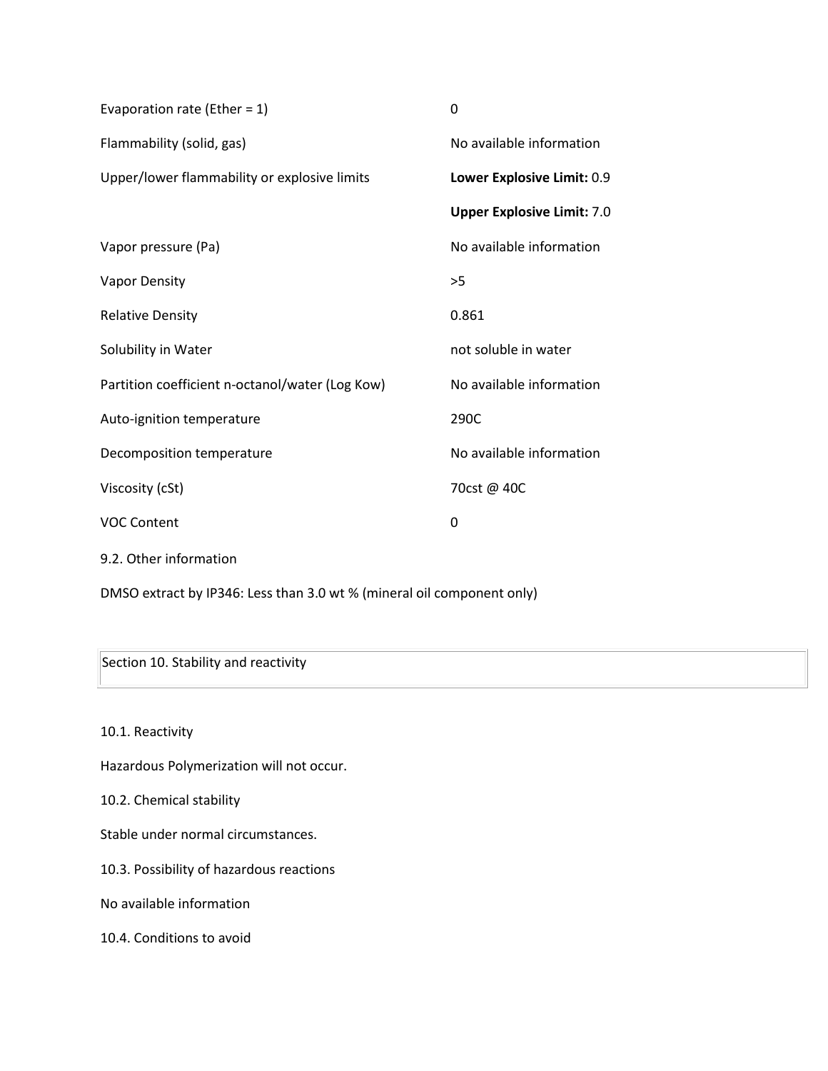| | |
|---|---|
| Evaporation rate (Ether = 1) | 0 |
| Flammability (solid, gas) | No available information |
| Upper/lower flammability or explosive limits | **Lower Explosive Limit:** 0.9 |
| | **Upper Explosive Limit:** 7.0 |
| Vapor pressure (Pa) | No available information |
| Vapor Density | >5 |
| Relative Density | 0.861 |
| Solubility in Water | not soluble in water |
| Partition coefficient n-octanol/water (Log Kow) | No available information |
| Auto-ignition temperature | 290C |
| Decomposition temperature | No available information |
| Viscosity (cSt) | 70cst @ 40C |
| VOC Content | 0 |

9.2. Other information

DMSO extract by IP346: Less than 3.0 wt % (mineral oil component only)

## Section 10. Stability and reactivity

10.1. Reactivity

Hazardous Polymerization will not occur.

10.2. Chemical stability

Stable under normal circumstances.

10.3. Possibility of hazardous reactions

No available information

10.4. Conditions to avoid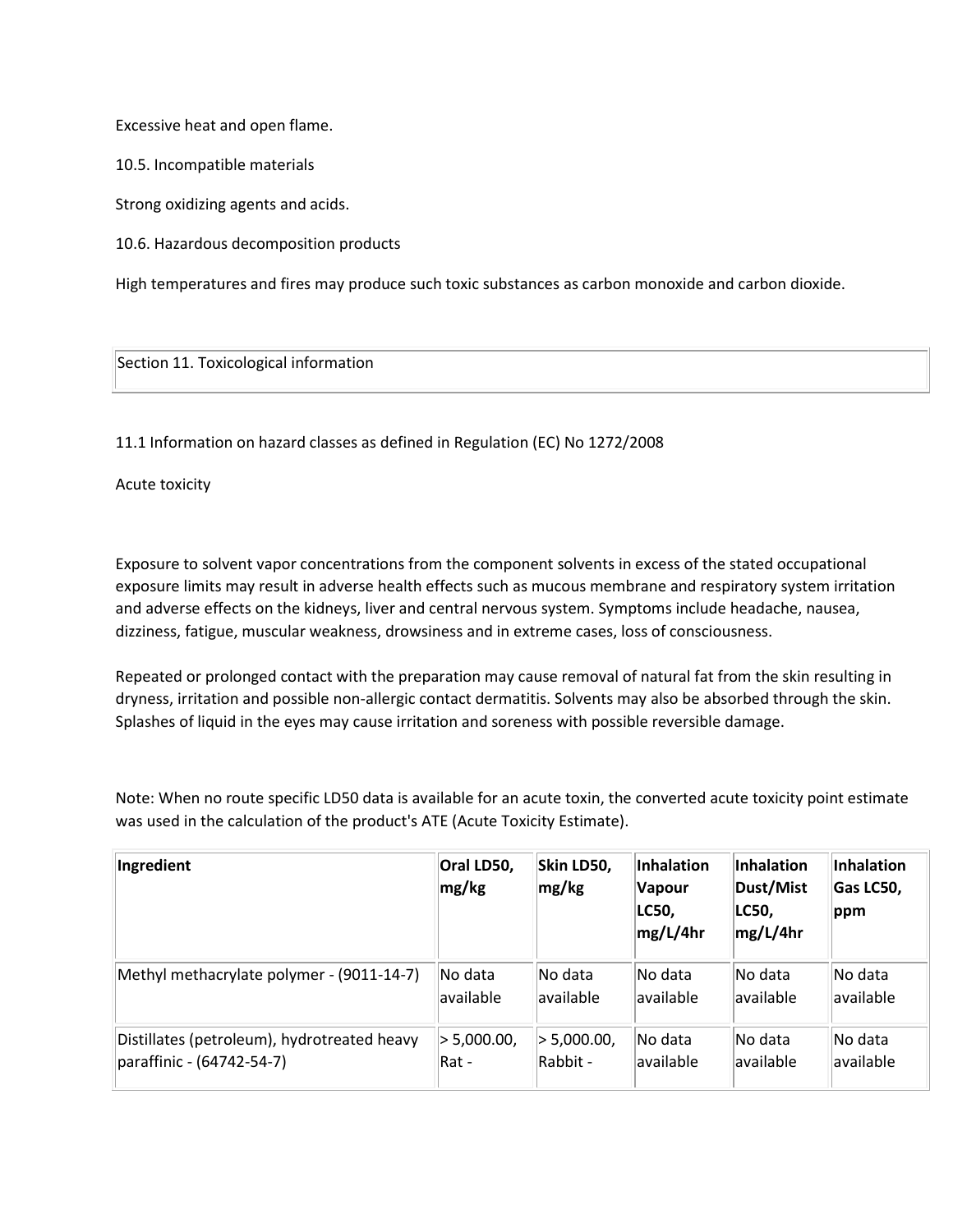Excessive heat and open flame.

10.5. Incompatible materials

Strong oxidizing agents and acids.

10.6. Hazardous decomposition products

High temperatures and fires may produce such toxic substances as carbon monoxide and carbon dioxide.

## Section 11. Toxicological information

11.1 Information on hazard classes as defined in Regulation (EC) No 1272/2008

Acute toxicity

Exposure to solvent vapor concentrations from the component solvents in excess of the stated occupational exposure limits may result in adverse health effects such as mucous membrane and respiratory system irritation and adverse effects on the kidneys, liver and central nervous system. Symptoms include headache, nausea, dizziness, fatigue, muscular weakness, drowsiness and in extreme cases, loss of consciousness.

Repeated or prolonged contact with the preparation may cause removal of natural fat from the skin resulting in dryness, irritation and possible non-allergic contact dermatitis. Solvents may also be absorbed through the skin. Splashes of liquid in the eyes may cause irritation and soreness with possible reversible damage.

Note: When no route specific LD50 data is available for an acute toxin, the converted acute toxicity point estimate was used in the calculation of the product's ATE (Acute Toxicity Estimate).

| Ingredient | Oral LD50, mg/kg | Skin LD50, mg/kg | Inhalation Vapour LC50, mg/L/4hr | Inhalation Dust/Mist LC50, mg/L/4hr | Inhalation Gas LC50, ppm |
|---|---|---|---|---|---|
| Methyl methacrylate polymer - (9011-14-7) | No data available | No data available | No data available | No data available | No data available |
| Distillates (petroleum), hydrotreated heavy paraffinic - (64742-54-7) | > 5,000.00, Rat - | > 5,000.00, Rabbit - | No data available | No data available | No data available |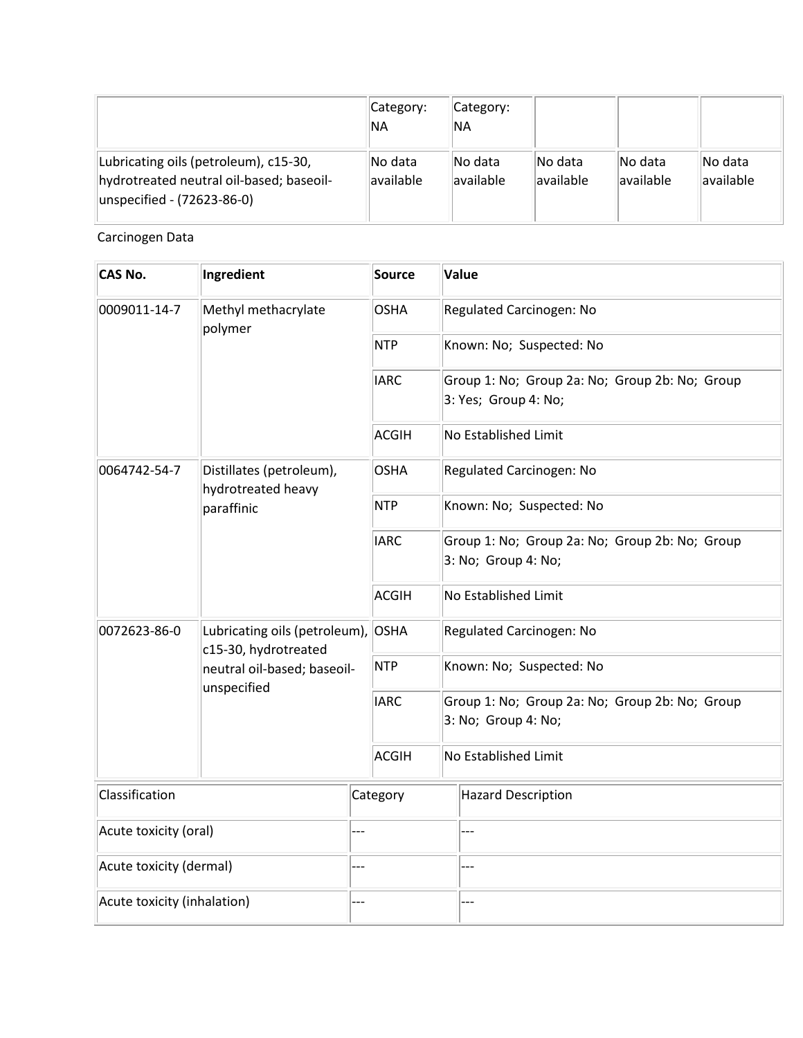| | | | | | |
|---|---|---|---|---|---|
| | Category: NA | Category: NA | | | |
| Lubricating oils (petroleum), c15-30, hydrotreated neutral oil-based; baseoil-unspecified - (72623-86-0) | No data available | No data available | No data available | No data available | No data available |

Carcinogen Data

| CAS No. | Ingredient | Source | Value |
|---|---|---|---|
| 0009011-14-7 | Methyl methacrylate polymer | OSHA | Regulated Carcinogen: No |
| | | NTP | Known: No; Suspected: No |
| | | IARC | Group 1: No; Group 2a: No; Group 2b: No; Group 3: Yes; Group 4: No; |
| | | ACGIH | No Established Limit |
| 0064742-54-7 | Distillates (petroleum), hydrotreated heavy paraffinic | OSHA | Regulated Carcinogen: No |
| | | NTP | Known: No; Suspected: No |
| | | IARC | Group 1: No; Group 2a: No; Group 2b: No; Group 3: No; Group 4: No; |
| | | ACGIH | No Established Limit |
| 0072623-86-0 | Lubricating oils (petroleum), c15-30, hydrotreated neutral oil-based; baseoil-unspecified | OSHA | Regulated Carcinogen: No |
| | | NTP | Known: No; Suspected: No |
| | | IARC | Group 1: No; Group 2a: No; Group 2b: No; Group 3: No; Group 4: No; |
| | | ACGIH | No Established Limit |

| Classification | Category | Hazard Description |
|---|---|---|
| Acute toxicity (oral) | --- | --- |
| Acute toxicity (dermal) | --- | --- |
| Acute toxicity (inhalation) | --- | --- |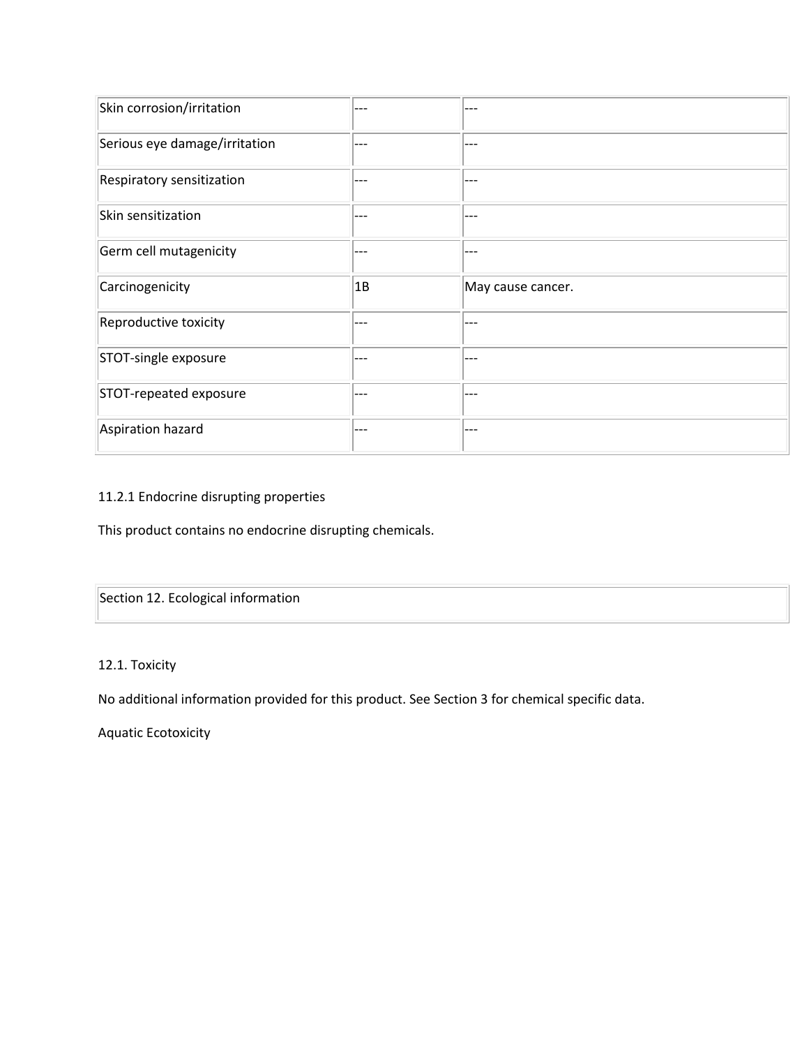| | | |
|---|---|---|
| Skin corrosion/irritation | --- | --- |
| Serious eye damage/irritation | --- | --- |
| Respiratory sensitization | --- | --- |
| Skin sensitization | --- | --- |
| Germ cell mutagenicity | --- | --- |
| Carcinogenicity | 1B | May cause cancer. |
| Reproductive toxicity | --- | --- |
| STOT-single exposure | --- | --- |
| STOT-repeated exposure | --- | --- |
| Aspiration hazard | --- | --- |

11.2.1 Endocrine disrupting properties

This product contains no endocrine disrupting chemicals.

## Section 12. Ecological information

12.1. Toxicity

No additional information provided for this product. See Section 3 for chemical specific data.

Aquatic Ecotoxicity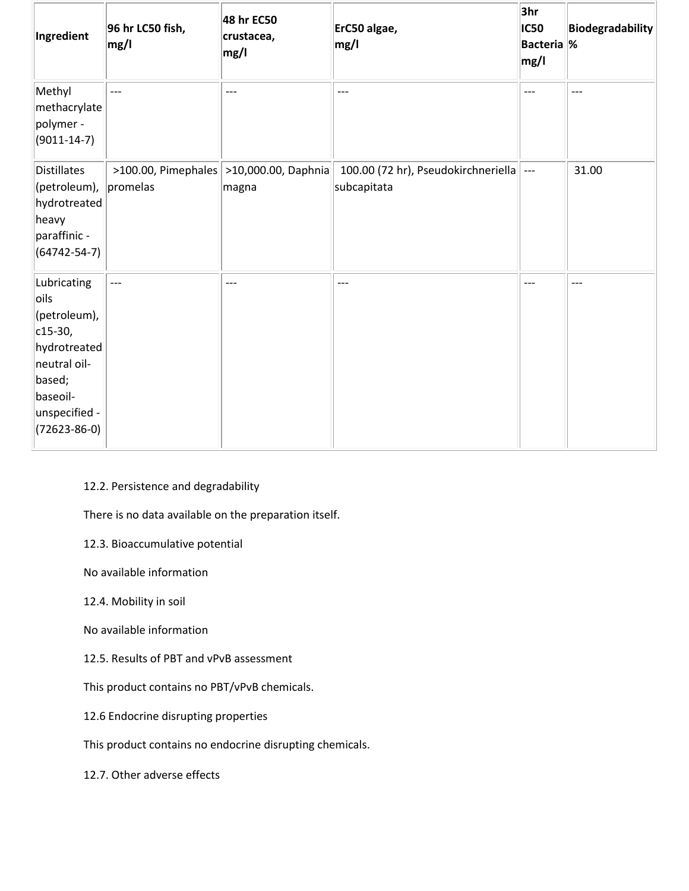| Ingredient | 96 hr LC50 fish, mg/l | 48 hr EC50 crustacea, mg/l | ErC50 algae, mg/l | 3hr IC50 Bacteria mg/l | Biodegradability % |
|---|---|---|---|---|---|
| Methyl methacrylate polymer - (9011-14-7) | --- | --- | --- | --- | --- |
| Distillates (petroleum), hydrotreated heavy paraffinic - (64742-54-7) | >100.00, Pimephales promelas | >10,000.00, Daphnia magna | 100.00 (72 hr), Pseudokirchneriella subcapitata | --- | 31.00 |
| Lubricating oils (petroleum), c15-30, hydrotreated neutral oil-based; baseoil-unspecified - (72623-86-0) | --- | --- | --- | --- | --- |

12.2. Persistence and degradability

There is no data available on the preparation itself.

12.3. Bioaccumulative potential

No available information

12.4. Mobility in soil

No available information

12.5. Results of PBT and vPvB assessment

This product contains no PBT/vPvB chemicals.

12.6 Endocrine disrupting properties

This product contains no endocrine disrupting chemicals.

12.7. Other adverse effects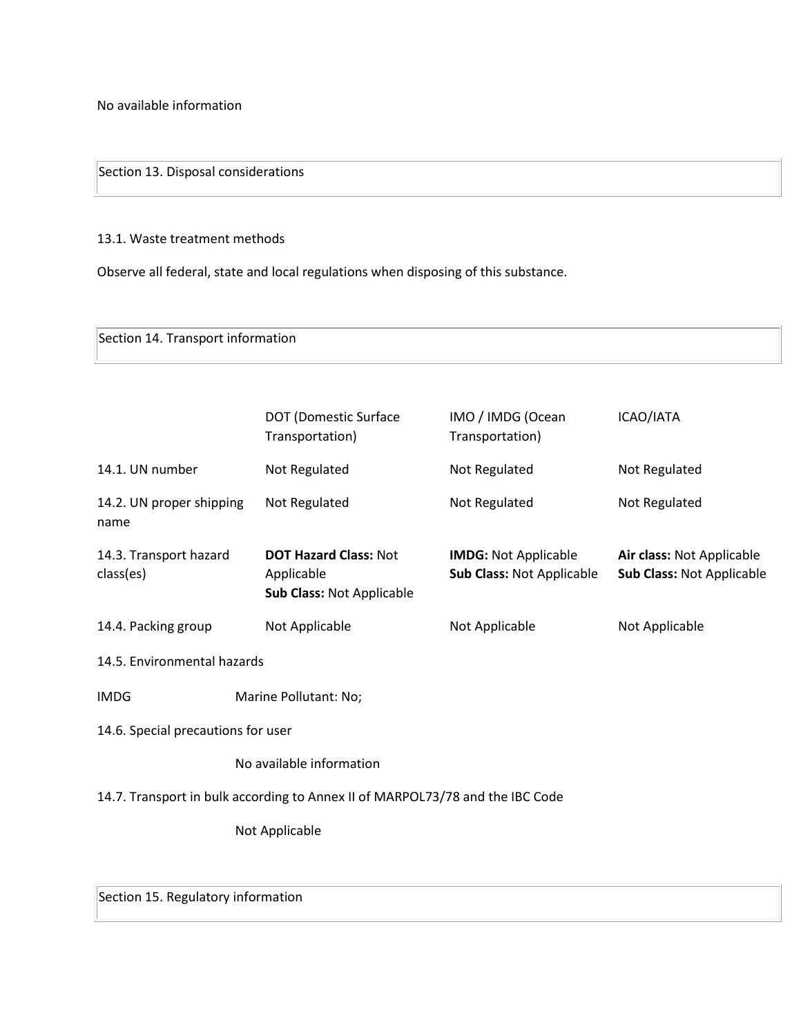No available information

## Section 13. Disposal considerations

13.1. Waste treatment methods

Observe all federal, state and local regulations when disposing of this substance.

## Section 14. Transport information

| | DOT (Domestic Surface Transportation) | IMO / IMDG (Ocean Transportation) | ICAO/IATA |
|---|---|---|---|
| 14.1. UN number | Not Regulated | Not Regulated | Not Regulated |
| 14.2. UN proper shipping name | Not Regulated | Not Regulated | Not Regulated |
| 14.3. Transport hazard class(es) | **DOT Hazard Class:** Not Applicable<br>**Sub Class:** Not Applicable | **IMDG:** Not Applicable<br>**Sub Class:** Not Applicable | **Air class:** Not Applicable<br>**Sub Class:** Not Applicable |
| 14.4. Packing group | Not Applicable | Not Applicable | Not Applicable |

14.5. Environmental hazards

IMDG Marine Pollutant: No;

14.6. Special precautions for user

No available information

14.7. Transport in bulk according to Annex II of MARPOL73/78 and the IBC Code

Not Applicable

## Section 15. Regulatory information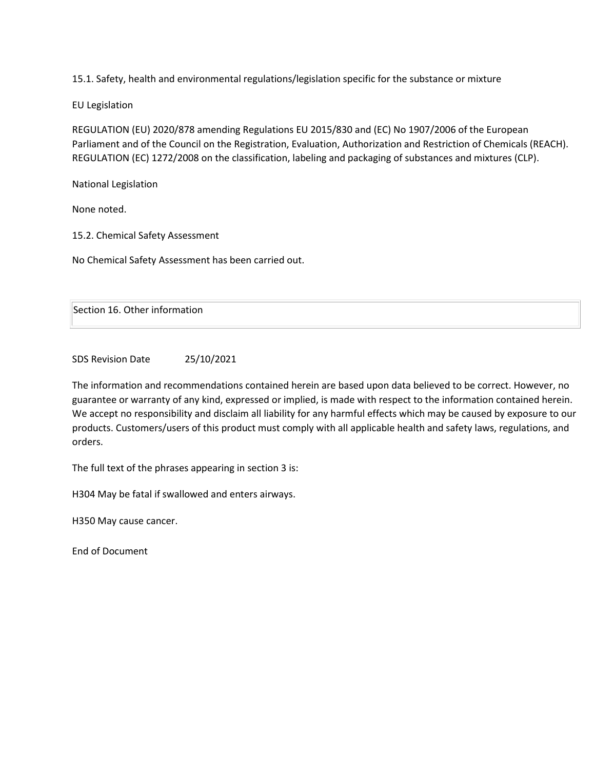## 15.1. Safety, health and environmental regulations/legislation specific for the substance or mixture

EU Legislation

REGULATION (EU) 2020/878 amending Regulations EU 2015/830 and (EC) No 1907/2006 of the European Parliament and of the Council on the Registration, Evaluation, Authorization and Restriction of Chemicals (REACH). REGULATION (EC) 1272/2008 on the classification, labeling and packaging of substances and mixtures (CLP).

National Legislation

None noted.

## 15.2. Chemical Safety Assessment

No Chemical Safety Assessment has been carried out.

# Section 16. Other information

SDS Revision Date 25/10/2021

The information and recommendations contained herein are based upon data believed to be correct. However, no guarantee or warranty of any kind, expressed or implied, is made with respect to the information contained herein. We accept no responsibility and disclaim all liability for any harmful effects which may be caused by exposure to our products. Customers/users of this product must comply with all applicable health and safety laws, regulations, and orders.

The full text of the phrases appearing in section 3 is:

H304 May be fatal if swallowed and enters airways.

H350 May cause cancer.

End of Document